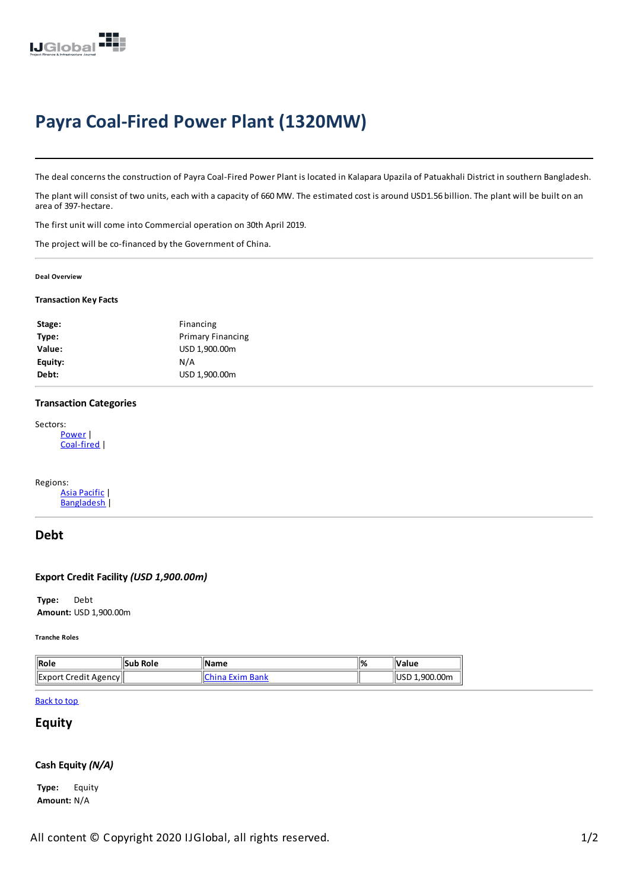# Payra Coal-Fired Power Plant (1320MW)

The deal concerns the construction of Payra Coal-Fired Power Plant is located in Kalapara Upazila of Patuakhali District in southern Bangladesh.

The plant will consist of two units, each with a capacity of 660 MW. The estimated cost is around USD1.56 billion. The plant will be built on an area of 397-hectare.

The first unit will come into Commercial operation on 30th April 2019.

The project will be co-financed by the Government of China.

---

###### Deal Overview

#### Transaction Key Facts

| | |
|---|---|
| **Stage:** | Financing |
| **Type:** | Primary Financing |
| **Value:** | USD 1,900.00m |
| **Equity:** | N/A |
| **Debt:** | USD 1,900.00m |

#### Transaction Categories

Sectors:
- Power |
- Coal-fired |

Regions:
- Asia Pacific |
- Bangladesh |

## Debt

#### Export Credit Facility *(USD 1,900.00m)*

**Type:** Debt
**Amount:** USD 1,900.00m

###### Tranche Roles

| Role | Sub Role | Name | % | Value |
|---|---|---|---|---|
| Export Credit Agency | | China Exim Bank | | USD 1,900.00m |

Back to top

## Equity

#### Cash Equity *(N/A)*

**Type:** Equity
**Amount:** N/A

All content © Copyright 2020 IJGlobal, all rights reserved.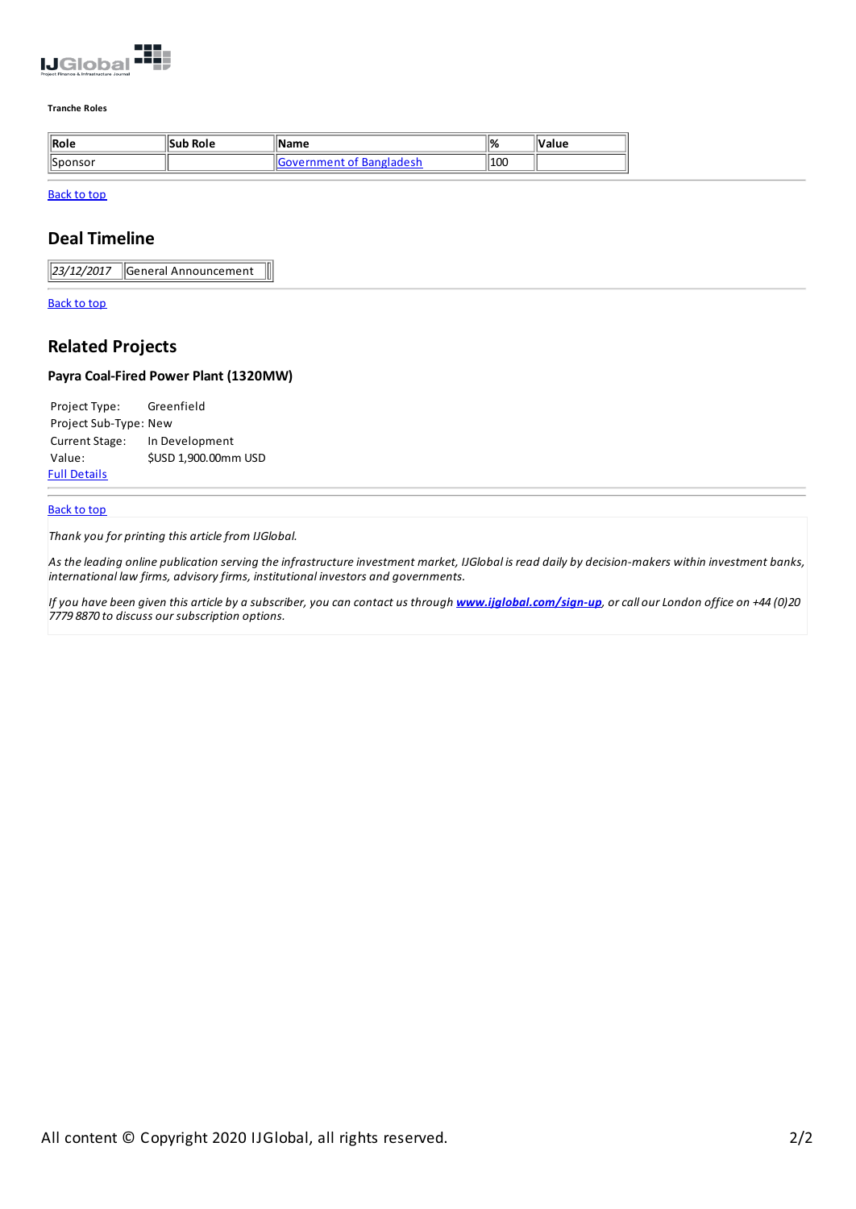**Tranche Roles**

| Role | Sub Role | Name | % | Value |
|---|---|---|---|---|
| Sponsor | | Government of Bangladesh | 100 | |

Back to top

## Deal Timeline

| | |
|---|---|
| *23/12/2017* | General Announcement |

Back to top

## Related Projects

### Payra Coal-Fired Power Plant (1320MW)

| | |
|---|---|
| Project Type: | Greenfield |
| Project Sub-Type: | New |
| Current Stage: | In Development |
| Value: | $USD 1,900.00mm USD |

Full Details

Back to top

*Thank you for printing this article from IJGlobal.*

*As the leading online publication serving the infrastructure investment market, IJGlobal is read daily by decision-makers within investment banks, international law firms, advisory firms, institutional investors and governments.*

*If you have been given this article by a subscriber, you can contact us through **www.ijglobal.com/sign-up**, or call our London office on +44 (0)20 7779 8870 to discuss our subscription options.*

All content © Copyright 2020 IJGlobal, all rights reserved.